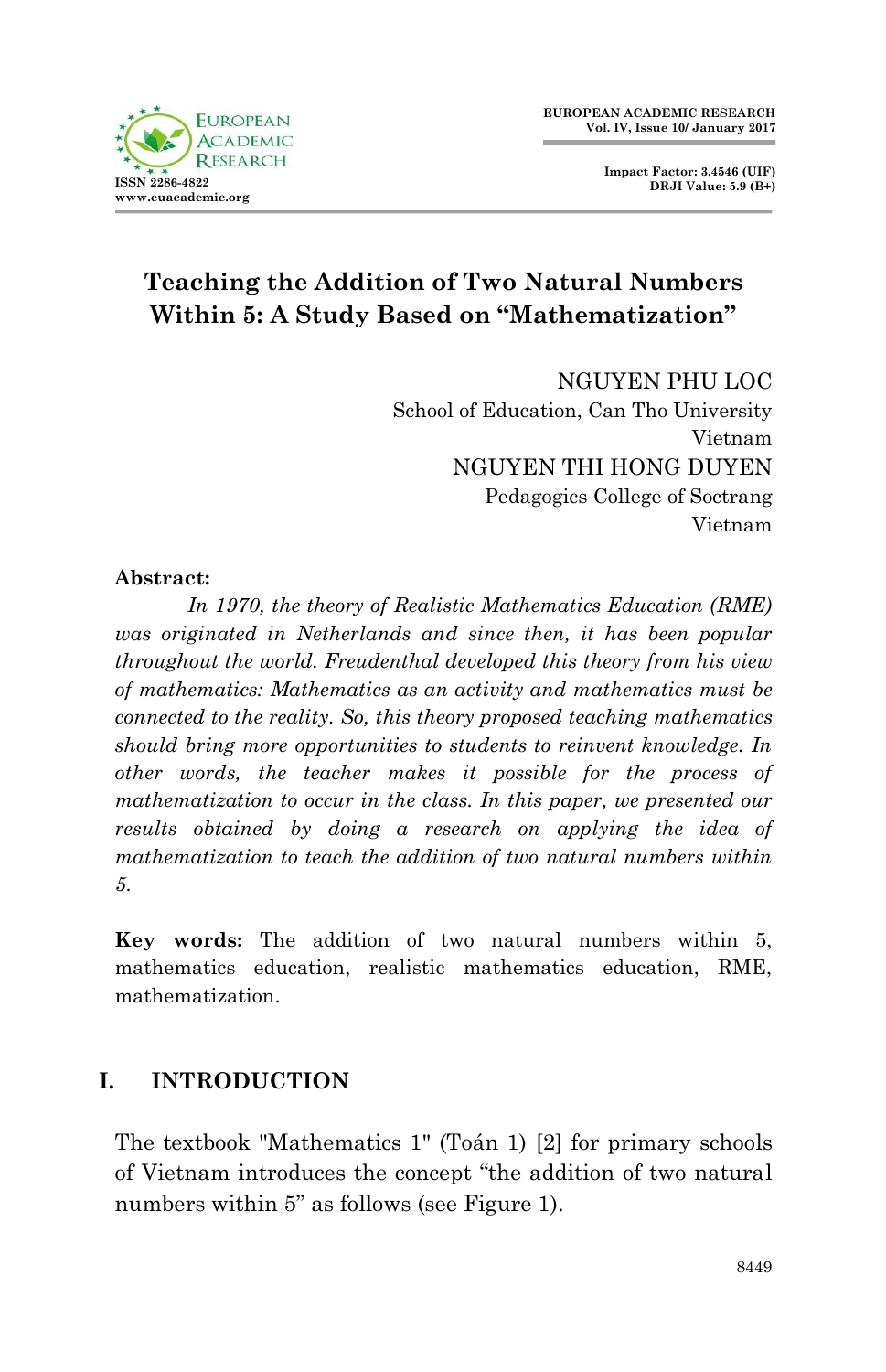# Teaching the Addition of Two Natural Numbers Within 5: A Study Based on "Mathematization"

NGUYEN PHU LOC
School of Education, Can Tho University
Vietnam

NGUYEN THI HONG DUYEN
Pedagogics College of Soctrang
Vietnam

**Abstract:**

*In 1970, the theory of Realistic Mathematics Education (RME) was originated in Netherlands and since then, it has been popular throughout the world. Freudenthal developed this theory from his view of mathematics: Mathematics as an activity and mathematics must be connected to the reality. So, this theory proposed teaching mathematics should bring more opportunities to students to reinvent knowledge. In other words, the teacher makes it possible for the process of mathematization to occur in the class. In this paper, we presented our results obtained by doing a research on applying the idea of mathematization to teach the addition of two natural numbers within 5.*

**Key words:** The addition of two natural numbers within 5, mathematics education, realistic mathematics education, RME, mathematization.

## I. INTRODUCTION

The textbook "Mathematics 1" (Toán 1) [2] for primary schools of Vietnam introduces the concept "the addition of two natural numbers within 5" as follows (see Figure 1).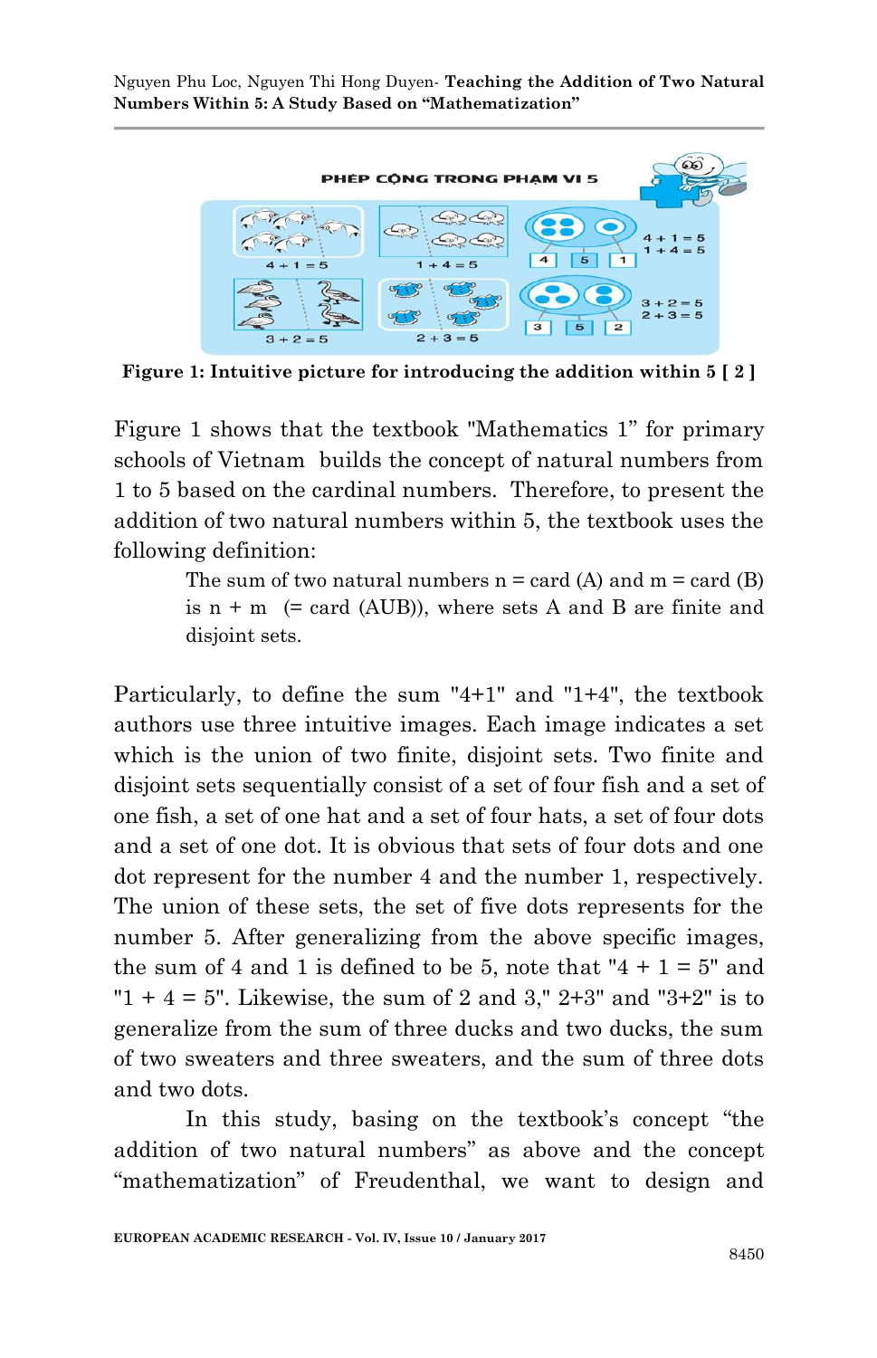**Figure 1: Intuitive picture for introducing the addition within 5 [ 2 ]**

Figure 1 shows that the textbook "Mathematics 1" for primary schools of Vietnam builds the concept of natural numbers from 1 to 5 based on the cardinal numbers. Therefore, to present the addition of two natural numbers within 5, the textbook uses the following definition:

> The sum of two natural numbers n = card (A) and m = card (B) is n + m (= card (AUB)), where sets A and B are finite and disjoint sets.

Particularly, to define the sum "4+1" and "1+4", the textbook authors use three intuitive images. Each image indicates a set which is the union of two finite, disjoint sets. Two finite and disjoint sets sequentially consist of a set of four fish and a set of one fish, a set of one hat and a set of four hats, a set of four dots and a set of one dot. It is obvious that sets of four dots and one dot represent for the number 4 and the number 1, respectively. The union of these sets, the set of five dots represents for the number 5. After generalizing from the above specific images, the sum of 4 and 1 is defined to be 5, note that "4 + 1 = 5" and "1 + 4 = 5". Likewise, the sum of 2 and 3," 2+3" and "3+2" is to generalize from the sum of three ducks and two ducks, the sum of two sweaters and three sweaters, and the sum of three dots and two dots.

In this study, basing on the textbook's concept "the addition of two natural numbers" as above and the concept "mathematization" of Freudenthal, we want to design and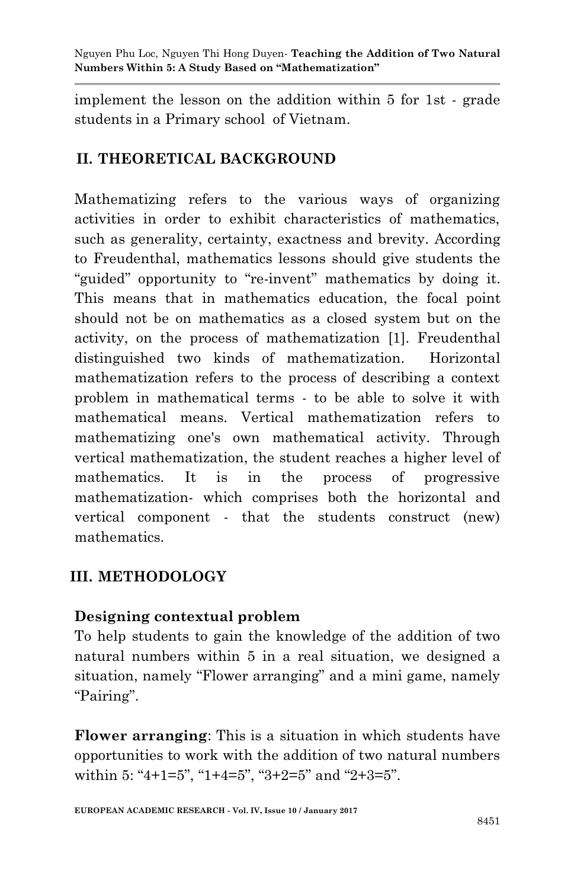implement the lesson on the addition within 5 for 1st - grade students in a Primary school of Vietnam.

## II. THEORETICAL BACKGROUND

Mathematizing refers to the various ways of organizing activities in order to exhibit characteristics of mathematics, such as generality, certainty, exactness and brevity. According to Freudenthal, mathematics lessons should give students the "guided" opportunity to "re-invent" mathematics by doing it. This means that in mathematics education, the focal point should not be on mathematics as a closed system but on the activity, on the process of mathematization [1]. Freudenthal distinguished two kinds of mathematization. Horizontal mathematization refers to the process of describing a context problem in mathematical terms - to be able to solve it with mathematical means. Vertical mathematization refers to mathematizing one's own mathematical activity. Through vertical mathematization, the student reaches a higher level of mathematics. It is in the process of progressive mathematization- which comprises both the horizontal and vertical component - that the students construct (new) mathematics.

## III. METHODOLOGY

### Designing contextual problem

To help students to gain the knowledge of the addition of two natural numbers within 5 in a real situation, we designed a situation, namely "Flower arranging" and a mini game, namely "Pairing".

**Flower arranging**: This is a situation in which students have opportunities to work with the addition of two natural numbers within 5: "4+1=5", "1+4=5", "3+2=5" and "2+3=5".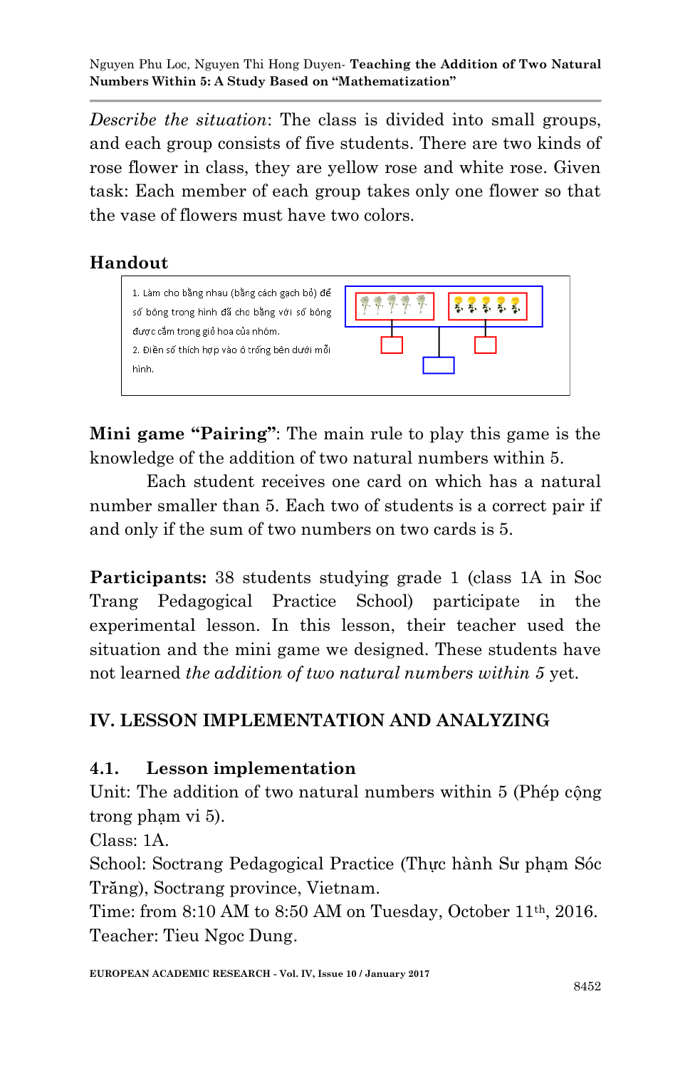*Describe the situation*: The class is divided into small groups, and each group consists of five students. There are two kinds of rose flower in class, they are yellow rose and white rose. Given task: Each member of each group takes only one flower so that the vase of flowers must have two colors.

**Handout**

1. Làm cho bằng nhau (bằng cách gạch bỏ) để số bông trong hình đã cho bằng với số bông được cắm trong giỏ hoa của nhóm.
2. Điền số thích hợp vào ô trống bên dưới mỗi hình.

**Mini game "Pairing"**: The main rule to play this game is the knowledge of the addition of two natural numbers within 5.

Each student receives one card on which has a natural number smaller than 5. Each two of students is a correct pair if and only if the sum of two numbers on two cards is 5.

**Participants:** 38 students studying grade 1 (class 1A in Soc Trang Pedagogical Practice School) participate in the experimental lesson. In this lesson, their teacher used the situation and the mini game we designed. These students have not learned *the addition of two natural numbers within 5* yet.

## IV. LESSON IMPLEMENTATION AND ANALYZING

### 4.1. Lesson implementation

Unit: The addition of two natural numbers within 5 (Phép cộng trong phạm vi 5).

Class: 1A.

School: Soctrang Pedagogical Practice (Thực hành Sư phạm Sóc Trăng), Soctrang province, Vietnam.

Time: from 8:10 AM to 8:50 AM on Tuesday, October 11th, 2016.

Teacher: Tieu Ngoc Dung.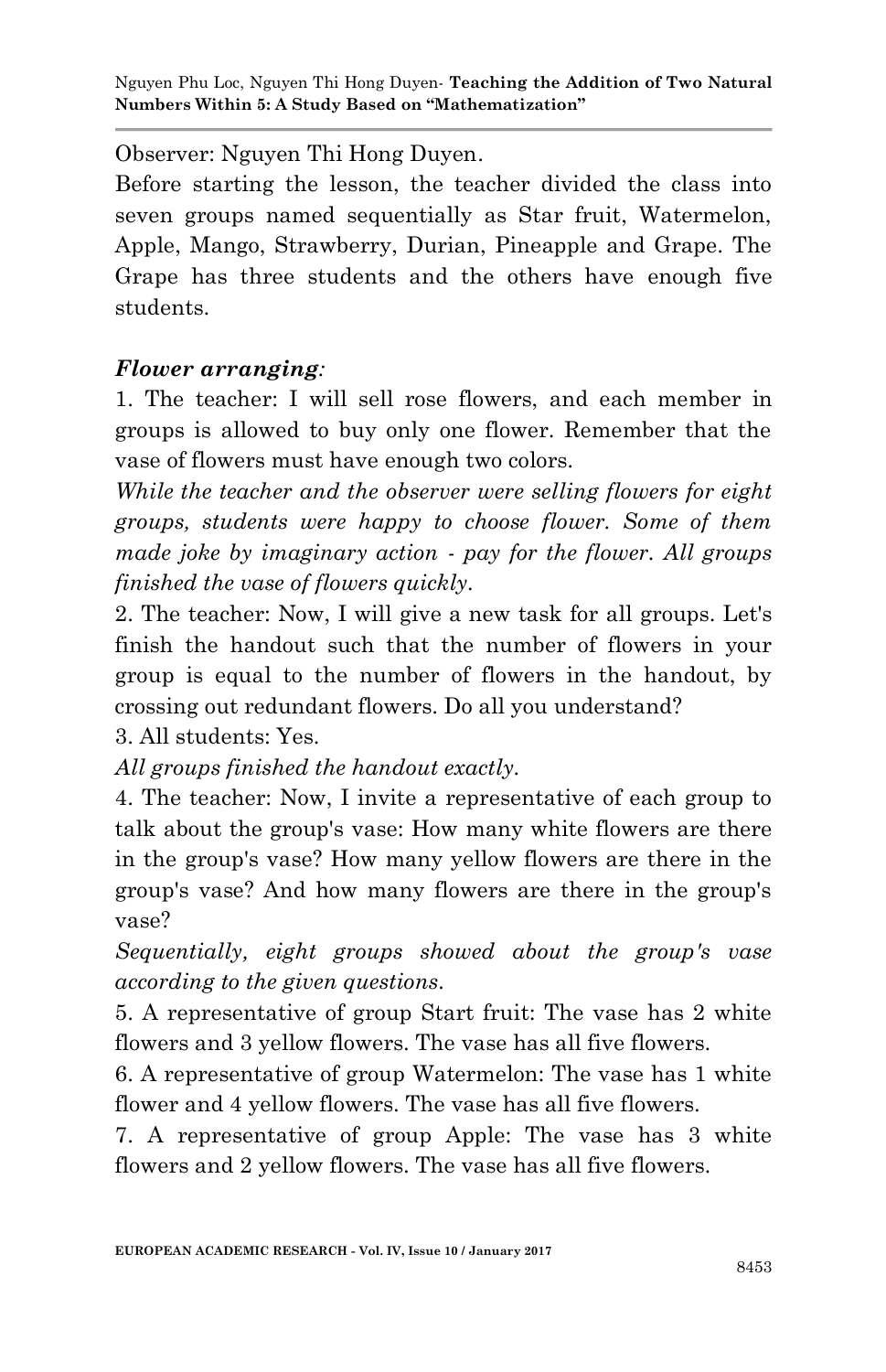Observer: Nguyen Thi Hong Duyen.

Before starting the lesson, the teacher divided the class into seven groups named sequentially as Star fruit, Watermelon, Apple, Mango, Strawberry, Durian, Pineapple and Grape. The Grape has three students and the others have enough five students.

***Flower arranging:***

1. The teacher: I will sell rose flowers, and each member in groups is allowed to buy only one flower. Remember that the vase of flowers must have enough two colors.

*While the teacher and the observer were selling flowers for eight groups, students were happy to choose flower. Some of them made joke by imaginary action - pay for the flower. All groups finished the vase of flowers quickly.*

2. The teacher: Now, I will give a new task for all groups. Let's finish the handout such that the number of flowers in your group is equal to the number of flowers in the handout, by crossing out redundant flowers. Do all you understand?

3. All students: Yes.

*All groups finished the handout exactly.*

4. The teacher: Now, I invite a representative of each group to talk about the group's vase: How many white flowers are there in the group's vase? How many yellow flowers are there in the group's vase? And how many flowers are there in the group's vase?

*Sequentially, eight groups showed about the group's vase according to the given questions.*

5. A representative of group Start fruit: The vase has 2 white flowers and 3 yellow flowers. The vase has all five flowers.

6. A representative of group Watermelon: The vase has 1 white flower and 4 yellow flowers. The vase has all five flowers.

7. A representative of group Apple: The vase has 3 white flowers and 2 yellow flowers. The vase has all five flowers.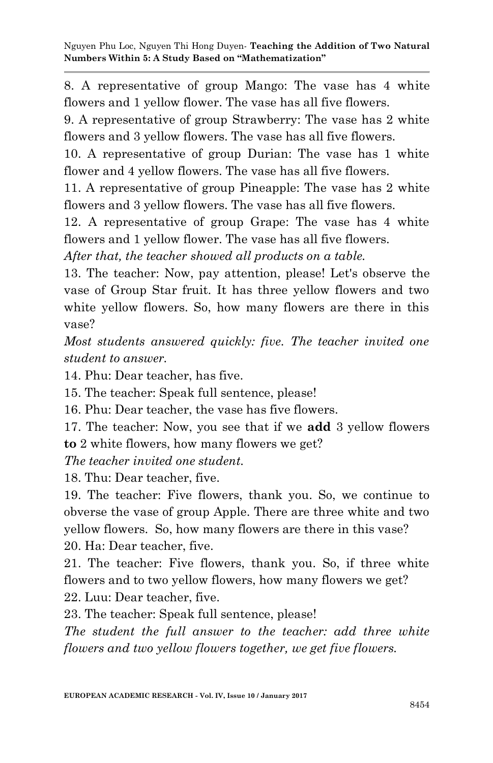8. A representative of group Mango: The vase has 4 white flowers and 1 yellow flower. The vase has all five flowers.

9. A representative of group Strawberry: The vase has 2 white flowers and 3 yellow flowers. The vase has all five flowers.

10. A representative of group Durian: The vase has 1 white flower and 4 yellow flowers. The vase has all five flowers.

11. A representative of group Pineapple: The vase has 2 white flowers and 3 yellow flowers. The vase has all five flowers.

12. A representative of group Grape: The vase has 4 white flowers and 1 yellow flower. The vase has all five flowers.

*After that, the teacher showed all products on a table.*

13. The teacher: Now, pay attention, please! Let's observe the vase of Group Star fruit. It has three yellow flowers and two white yellow flowers. So, how many flowers are there in this vase?

*Most students answered quickly: five. The teacher invited one student to answer.*

14. Phu: Dear teacher, has five.

15. The teacher: Speak full sentence, please!

16. Phu: Dear teacher, the vase has five flowers.

17. The teacher: Now, you see that if we **add** 3 yellow flowers **to** 2 white flowers, how many flowers we get?

*The teacher invited one student.*

18. Thu: Dear teacher, five.

19. The teacher: Five flowers, thank you. So, we continue to obverse the vase of group Apple. There are three white and two yellow flowers. So, how many flowers are there in this vase?

20. Ha: Dear teacher, five.

21. The teacher: Five flowers, thank you. So, if three white flowers and to two yellow flowers, how many flowers we get?

22. Luu: Dear teacher, five.

23. The teacher: Speak full sentence, please!

*The student the full answer to the teacher: add three white flowers and two yellow flowers together, we get five flowers.*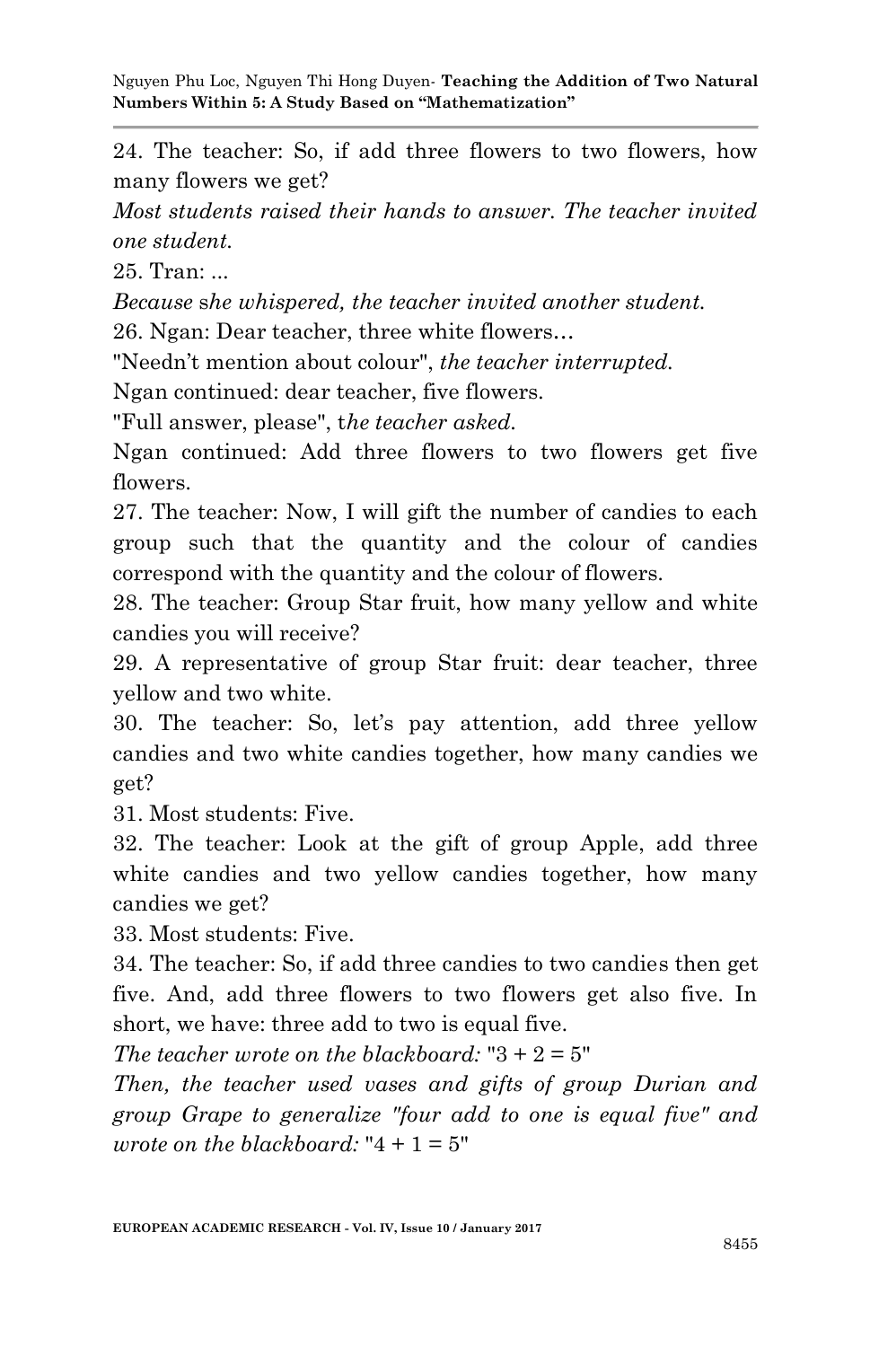24. The teacher: So, if add three flowers to two flowers, how many flowers we get?

*Most students raised their hands to answer. The teacher invited one student.*

25. Tran: ...

*Because she whispered, the teacher invited another student.*

26. Ngan: Dear teacher, three white flowers…

"Needn't mention about colour", *the teacher interrupted.*

Ngan continued: dear teacher, five flowers.

"Full answer, please", *the teacher asked.*

Ngan continued: Add three flowers to two flowers get five flowers.

27. The teacher: Now, I will gift the number of candies to each group such that the quantity and the colour of candies correspond with the quantity and the colour of flowers.

28. The teacher: Group Star fruit, how many yellow and white candies you will receive?

29. A representative of group Star fruit: dear teacher, three yellow and two white.

30. The teacher: So, let's pay attention, add three yellow candies and two white candies together, how many candies we get?

31. Most students: Five.

32. The teacher: Look at the gift of group Apple, add three white candies and two yellow candies together, how many candies we get?

33. Most students: Five.

34. The teacher: So, if add three candies to two candies then get five. And, add three flowers to two flowers get also five. In short, we have: three add to two is equal five.

*The teacher wrote on the blackboard:* "3 + 2 = 5"

*Then, the teacher used vases and gifts of group Durian and group Grape to generalize "four add to one is equal five" and wrote on the blackboard:* "4 + 1 = 5"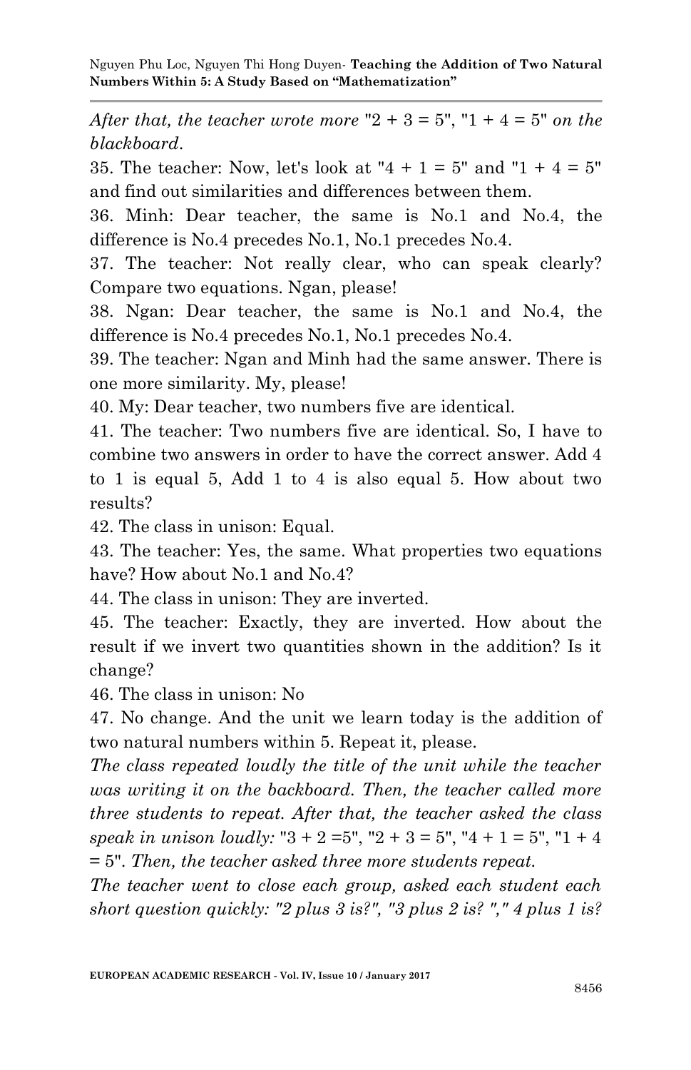*After that, the teacher wrote more* "2 + 3 = 5", "1 + 4 = 5" *on the blackboard*.

35. The teacher: Now, let's look at "4 + 1 = 5" and "1 + 4 = 5" and find out similarities and differences between them.

36. Minh: Dear teacher, the same is No.1 and No.4, the difference is No.4 precedes No.1, No.1 precedes No.4.

37. The teacher: Not really clear, who can speak clearly? Compare two equations. Ngan, please!

38. Ngan: Dear teacher, the same is No.1 and No.4, the difference is No.4 precedes No.1, No.1 precedes No.4.

39. The teacher: Ngan and Minh had the same answer. There is one more similarity. My, please!

40. My: Dear teacher, two numbers five are identical.

41. The teacher: Two numbers five are identical. So, I have to combine two answers in order to have the correct answer. Add 4 to 1 is equal 5, Add 1 to 4 is also equal 5. How about two results?

42. The class in unison: Equal.

43. The teacher: Yes, the same. What properties two equations have? How about No.1 and No.4?

44. The class in unison: They are inverted.

45. The teacher: Exactly, they are inverted. How about the result if we invert two quantities shown in the addition? Is it change?

46. The class in unison: No

47. No change. And the unit we learn today is the addition of two natural numbers within 5. Repeat it, please.

*The class repeated loudly the title of the unit while the teacher was writing it on the backboard. Then, the teacher called more three students to repeat. After that, the teacher asked the class speak in unison loudly:* "3 + 2 =5", "2 + 3 = 5", "4 + 1 = 5", "1 + 4 = 5". *Then, the teacher asked three more students repeat.*

*The teacher went to close each group, asked each student each short question quickly: "2 plus 3 is?", "3 plus 2 is? "," 4 plus 1 is?*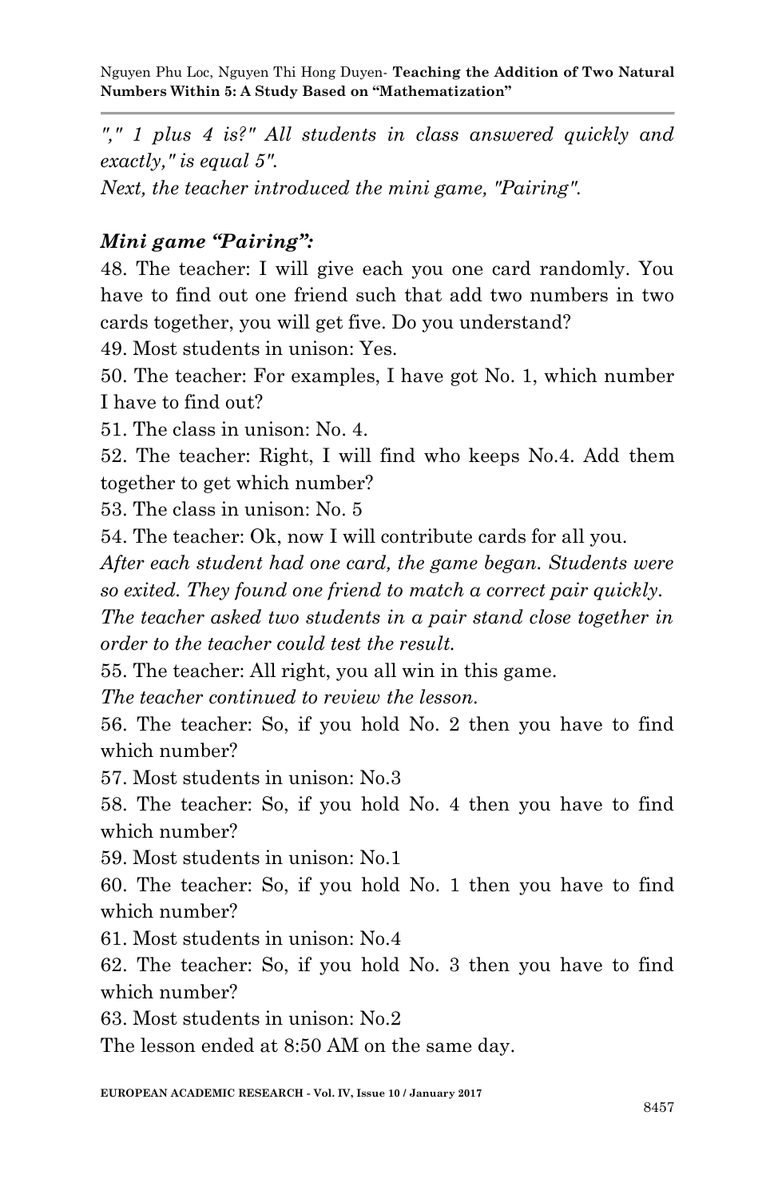*"," 1 plus 4 is?" All students in class answered quickly and exactly," is equal 5".*

*Next, the teacher introduced the mini game, "Pairing".*

### *Mini game "Pairing":*

48. The teacher: I will give each you one card randomly. You have to find out one friend such that add two numbers in two cards together, you will get five. Do you understand?

49. Most students in unison: Yes.

50. The teacher: For examples, I have got No. 1, which number I have to find out?

51. The class in unison: No. 4.

52. The teacher: Right, I will find who keeps No.4. Add them together to get which number?

53. The class in unison: No. 5

54. The teacher: Ok, now I will contribute cards for all you.

*After each student had one card, the game began. Students were so exited. They found one friend to match a correct pair quickly. The teacher asked two students in a pair stand close together in order to the teacher could test the result.*

55. The teacher: All right, you all win in this game.

*The teacher continued to review the lesson.*

56. The teacher: So, if you hold No. 2 then you have to find which number?

57. Most students in unison: No.3

58. The teacher: So, if you hold No. 4 then you have to find which number?

59. Most students in unison: No.1

60. The teacher: So, if you hold No. 1 then you have to find which number?

61. Most students in unison: No.4

62. The teacher: So, if you hold No. 3 then you have to find which number?

63. Most students in unison: No.2

The lesson ended at 8:50 AM on the same day.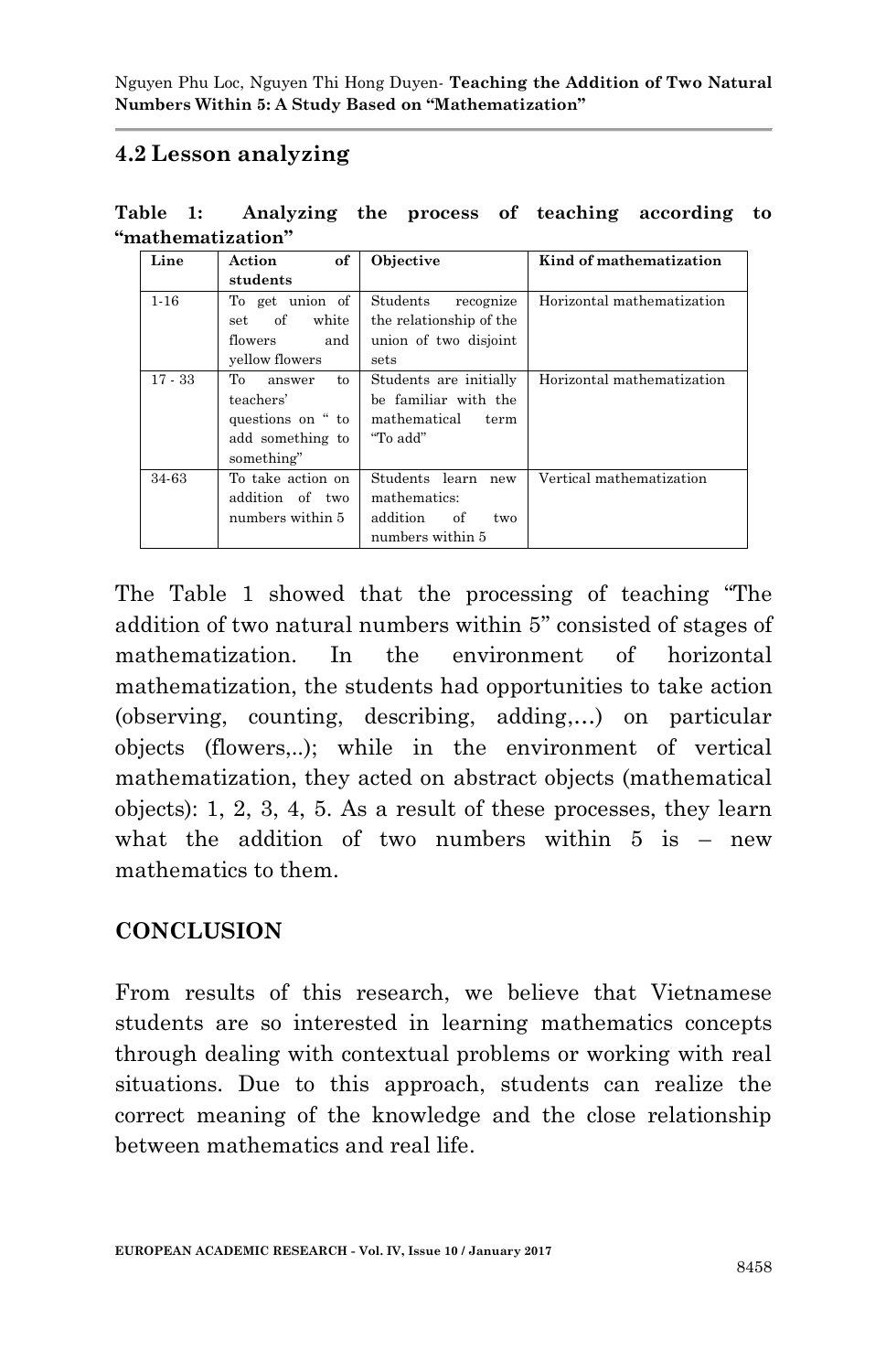## 4.2 Lesson analyzing

**Table 1: Analyzing the process of teaching according to "mathematization"**

| Line | Action of students | Objective | Kind of mathematization |
|---|---|---|---|
| 1-16 | To get union of set of white flowers and yellow flowers | Students recognize the relationship of the union of two disjoint sets | Horizontal mathematization |
| 17 - 33 | To answer to teachers' questions on " to add something to something" | Students are initially be familiar with the mathematical term "To add" | Horizontal mathematization |
| 34-63 | To take action on addition of two numbers within 5 | Students learn new mathematics: addition of two numbers within 5 | Vertical mathematization |

The Table 1 showed that the processing of teaching "The addition of two natural numbers within 5" consisted of stages of mathematization. In the environment of horizontal mathematization, the students had opportunities to take action (observing, counting, describing, adding,…) on particular objects (flowers,..); while in the environment of vertical mathematization, they acted on abstract objects (mathematical objects): 1, 2, 3, 4, 5. As a result of these processes, they learn what the addition of two numbers within 5 is – new mathematics to them.

## CONCLUSION

From results of this research, we believe that Vietnamese students are so interested in learning mathematics concepts through dealing with contextual problems or working with real situations. Due to this approach, students can realize the correct meaning of the knowledge and the close relationship between mathematics and real life.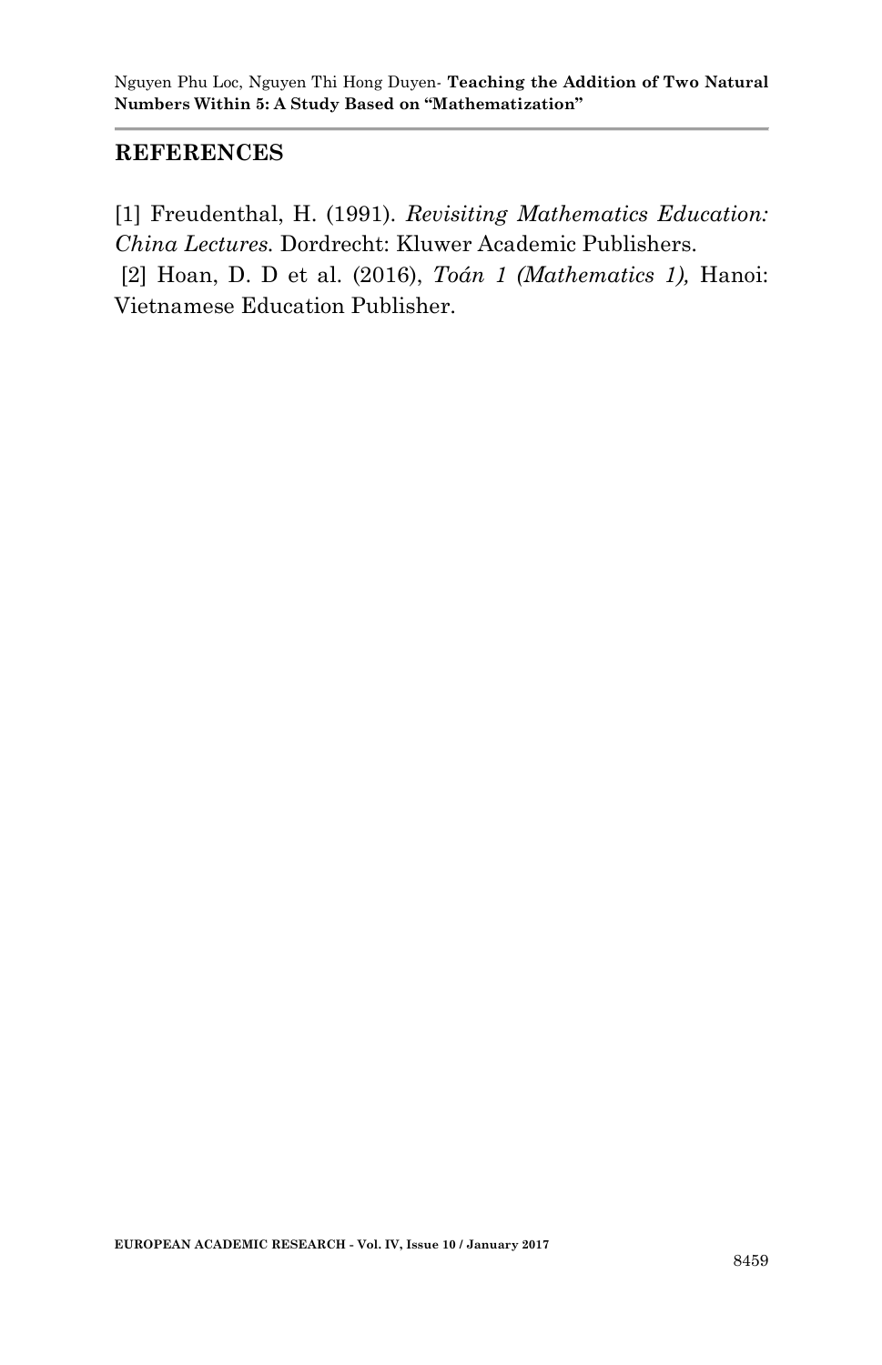## REFERENCES

[1] Freudenthal, H. (1991). *Revisiting Mathematics Education: China Lectures.* Dordrecht: Kluwer Academic Publishers.

[2] Hoan, D. D et al. (2016), *Toán 1 (Mathematics 1),* Hanoi: Vietnamese Education Publisher.